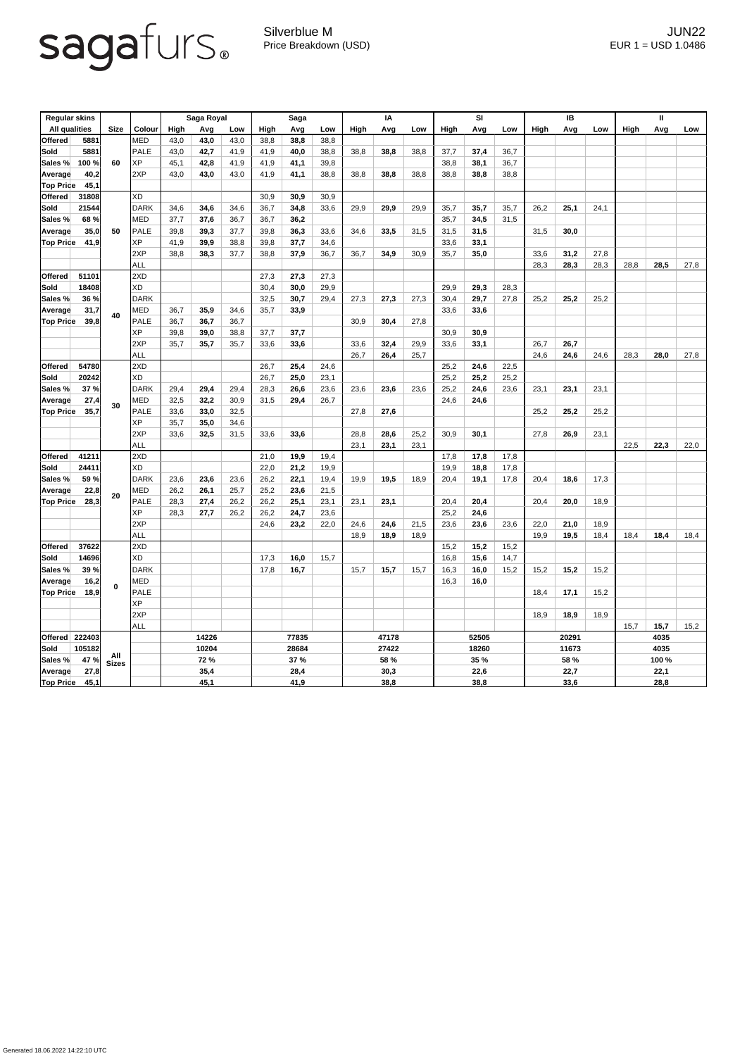sagafurs®

Silverblue M
Price Breakdown (USD)

JUN22
EUR 1 = USD 1.0486

| Regular skins | | | | Saga Royal | | | Saga | | | IA | | | SI | | | IB | | | II | | |
|---|---|---|---|---|---|---|---|---|---|---|---|---|---|---|---|---|---|---|---|---|---|
| All qualities | | Size | Colour | High | Avg | Low | High | Avg | Low | High | Avg | Low | High | Avg | Low | High | Avg | Low | High | Avg | Low |
| Offered | 5881 | 60 | MED | 43,0 | **43,0** | 43,0 | 38,8 | **38,8** | 38,8 | | | | | | | | | | | | |
| Sold | 5881 | | PALE | 43,0 | **42,7** | 41,9 | 41,9 | **40,0** | 38,8 | 38,8 | **38,8** | 38,8 | 37,7 | **37,4** | 36,7 | | | | | | |
| Sales % | 100 % | | XP | 45,1 | **42,8** | 41,9 | 41,9 | **41,1** | 39,8 | | | | 38,8 | **38,1** | 36,7 | | | | | | |
| Average | 40,2 | | 2XP | 43,0 | **43,0** | 43,0 | 41,9 | **41,1** | 38,8 | 38,8 | **38,8** | 38,8 | 38,8 | **38,8** | 38,8 | | | | | | |
| Top Price | 45,1 | | | | | | | | | | | | | | | | | | | | |
| Offered | 31808 | 50 | XD | | | | 30,9 | **30,9** | 30,9 | | | | | | | | | | | | |
| Sold | 21544 | | DARK | 34,6 | **34,6** | 34,6 | 36,7 | **34,8** | 33,6 | 29,9 | **29,9** | 29,9 | 35,7 | **35,7** | 35,7 | 26,2 | **25,1** | 24,1 | | | |
| Sales % | 68 % | | MED | 37,7 | **37,6** | 36,7 | 36,7 | **36,2** | | | | | 35,7 | **34,5** | 31,5 | | | | | | |
| Average | 35,0 | | PALE | 39,8 | **39,3** | 37,7 | 39,8 | **36,3** | 33,6 | 34,6 | **33,5** | 31,5 | 31,5 | **31,5** | | 31,5 | **30,0** | | | | |
| Top Price | 41,9 | | XP | 41,9 | **39,9** | 38,8 | 39,8 | **37,7** | 34,6 | | | | 33,6 | **33,1** | | | | | | | |
| | | | 2XP | 38,8 | **38,3** | 37,7 | 38,8 | **37,9** | 36,7 | 36,7 | **34,9** | 30,9 | 35,7 | **35,0** | | 33,6 | **31,2** | 27,8 | | | |
| | | | ALL | | | | | | | | | | | | | 28,3 | **28,3** | 28,3 | 28,8 | **28,5** | 27,8 |
| Offered | 51101 | 40 | 2XD | | | | 27,3 | **27,3** | 27,3 | | | | | | | | | | | | |
| Sold | 18408 | | XD | | | | 30,4 | **30,0** | 29,9 | | | | 29,9 | **29,3** | 28,3 | | | | | | |
| Sales % | 36 % | | DARK | | | | 32,5 | **30,7** | 29,4 | 27,3 | **27,3** | 27,3 | 30,4 | **29,7** | 27,8 | 25,2 | **25,2** | 25,2 | | | |
| Average | 31,7 | | MED | 36,7 | **35,9** | 34,6 | 35,7 | **33,9** | | | | | 33,6 | **33,6** | | | | | | | |
| Top Price | 39,8 | | PALE | 36,7 | **36,7** | 36,7 | | | | 30,9 | **30,4** | 27,8 | | | | | | | | | |
| | | | XP | 39,8 | **39,0** | 38,8 | 37,7 | **37,7** | | | | | 30,9 | **30,9** | | | | | | | |
| | | | 2XP | 35,7 | **35,7** | 35,7 | 33,6 | **33,6** | | 33,6 | **32,4** | 29,9 | 33,6 | **33,1** | | 26,7 | **26,7** | | | | |
| | | | ALL | | | | | | | 26,7 | **26,4** | 25,7 | | | | 24,6 | **24,6** | 24,6 | 28,3 | **28,0** | 27,8 |
| Offered | 54780 | 30 | 2XD | | | | 26,7 | **25,4** | 24,6 | | | | 25,2 | **24,6** | 22,5 | | | | | | |
| Sold | 20242 | | XD | | | | 26,7 | **25,0** | 23,1 | | | | 25,2 | **25,2** | 25,2 | | | | | | |
| Sales % | 37 % | | DARK | 29,4 | **29,4** | 29,4 | 28,3 | **26,6** | 23,6 | 23,6 | **23,6** | 23,6 | 25,2 | **24,6** | 23,6 | 23,1 | **23,1** | 23,1 | | | |
| Average | 27,4 | | MED | 32,5 | **32,2** | 30,9 | 31,5 | **29,4** | 26,7 | | | | 24,6 | **24,6** | | | | | | | |
| Top Price | 35,7 | | PALE | 33,6 | **33,0** | 32,5 | | | | 27,8 | **27,6** | | | | | 25,2 | **25,2** | 25,2 | | | |
| | | | XP | 35,7 | **35,0** | 34,6 | | | | | | | | | | | | | | | |
| | | | 2XP | 33,6 | **32,5** | 31,5 | 33,6 | **33,6** | | 28,8 | **28,6** | 25,2 | 30,9 | **30,1** | | 27,8 | **26,9** | 23,1 | | | |
| | | | ALL | | | | | | | 23,1 | **23,1** | 23,1 | | | | | | | 22,5 | **22,3** | 22,0 |
| Offered | 41211 | 20 | 2XD | | | | 21,0 | **19,9** | 19,4 | | | | 17,8 | **17,8** | 17,8 | | | | | | |
| Sold | 24411 | | XD | | | | 22,0 | **21,2** | 19,9 | | | | 19,9 | **18,8** | 17,8 | | | | | | |
| Sales % | 59 % | | DARK | 23,6 | **23,6** | 23,6 | 26,2 | **22,1** | 19,4 | 19,9 | **19,5** | 18,9 | 20,4 | **19,1** | 17,8 | 20,4 | **18,6** | 17,3 | | | |
| Average | 22,8 | | MED | 26,2 | **26,1** | 25,7 | 25,2 | **23,6** | 21,5 | | | | | | | | | | | | |
| Top Price | 28,3 | | PALE | 28,3 | **27,4** | 26,2 | 26,2 | **25,1** | 23,1 | 23,1 | **23,1** | | 20,4 | **20,4** | | 20,4 | **20,0** | 18,9 | | | |
| | | | XP | 28,3 | **27,7** | 26,2 | 26,2 | **24,7** | 23,6 | | | | 25,2 | **24,6** | | | | | | | |
| | | | 2XP | | | | 24,6 | **23,2** | 22,0 | 24,6 | **24,6** | 21,5 | 23,6 | **23,6** | 23,6 | 22,0 | **21,0** | 18,9 | | | |
| | | | ALL | | | | | | | 18,9 | **18,9** | 18,9 | | | | 19,9 | **19,5** | 18,4 | 18,4 | **18,4** | 18,4 |
| Offered | 37622 | 0 | 2XD | | | | | | | | | | 15,2 | **15,2** | 15,2 | | | | | | |
| Sold | 14696 | | XD | | | | 17,3 | **16,0** | 15,7 | | | | 16,8 | **15,6** | 14,7 | | | | | | |
| Sales % | 39 % | | DARK | | | | 17,8 | **16,7** | | 15,7 | **15,7** | 15,7 | 16,3 | **16,0** | 15,2 | 15,2 | **15,2** | 15,2 | | | |
| Average | 16,2 | | MED | | | | | | | | | | 16,3 | **16,0** | | | | | | | |
| Top Price | 18,9 | | PALE | | | | | | | | | | | | | 18,4 | **17,1** | 15,2 | | | |
| | | | XP | | | | | | | | | | | | | | | | | | |
| | | | 2XP | | | | | | | | | | | | | 18,9 | **18,9** | 18,9 | | | |
| | | | ALL | | | | | | | | | | | | | | | | 15,7 | **15,7** | 15,2 |
| Offered | 222403 | All Sizes | | | 14226 | | | 77835 | | | 47178 | | | 52505 | | | 20291 | | | 4035 | |
| Sold | 105182 | | | | 10204 | | | 28684 | | | 27422 | | | 18260 | | | 11673 | | | 4035 | |
| Sales % | 47 % | | | | 72 % | | | 37 % | | | 58 % | | | 35 % | | | 58 % | | | 100 % | |
| Average | 27,8 | | | | 35,4 | | | 28,4 | | | 30,3 | | | 22,6 | | | 22,7 | | | 22,1 | |
| Top Price | 45,1 | | | | 45,1 | | | 41,9 | | | 38,8 | | | 38,8 | | | 33,6 | | | 28,8 | |

Generated 18.06.2022 14:22:10 UTC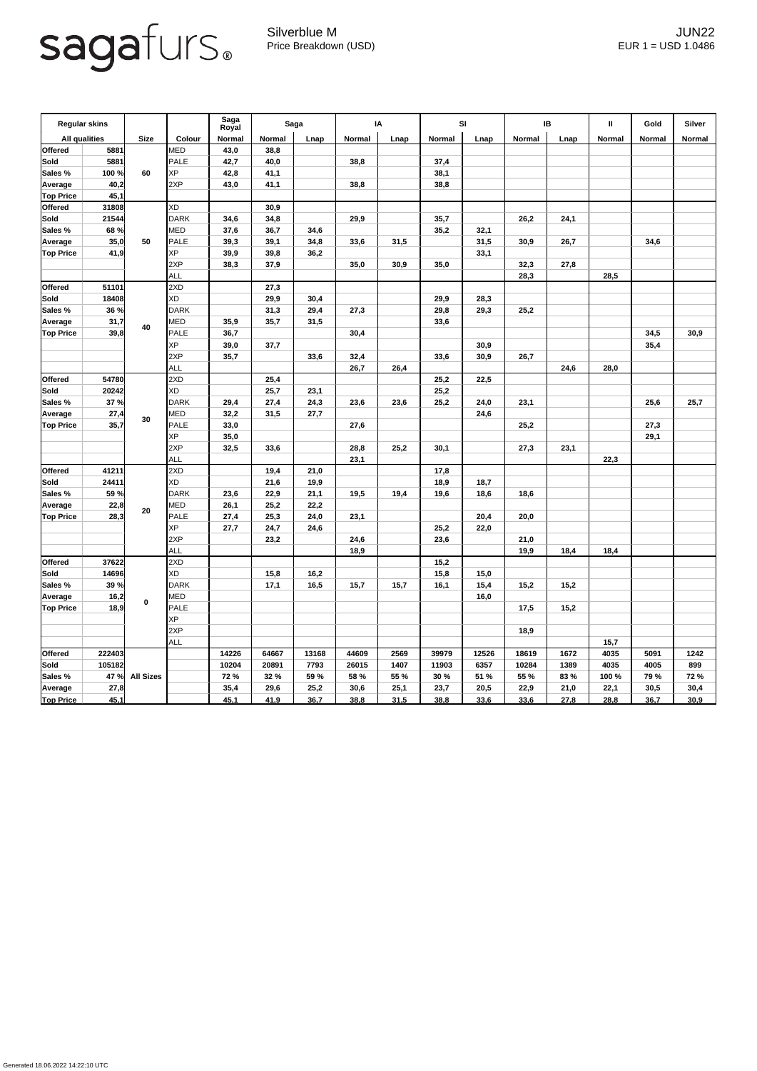# sagafurs®

Silverblue M
Price Breakdown (USD)

JUN22
EUR 1 = USD 1.0486

| Regular skins | | Size | Colour | Saga Royal | Saga | | IA | | SI | | IB | | II | Gold | Silver |
|---|---|---|---|---|---|---|---|---|---|---|---|---|---|---|---|
| All qualities | | | | Normal | Normal | Lnap | Normal | Lnap | Normal | Lnap | Normal | Lnap | Normal | Normal | Normal |
| Offered | 5881 | 60 | MED | 43,0 | 38,8 | | | | | | | | | | |
| Sold | 5881 | | PALE | 42,7 | 40,0 | | 38,8 | | 37,4 | | | | | | |
| Sales % | 100 % | | XP | 42,8 | 41,1 | | | | 38,1 | | | | | | |
| Average | 40,2 | | 2XP | 43,0 | 41,1 | | 38,8 | | 38,8 | | | | | | |
| Top Price | 45,1 | | | | | | | | | | | | | | |
| Offered | 31808 | 50 | XD | | 30,9 | | | | | | | | | | |
| Sold | 21544 | | DARK | 34,6 | 34,8 | | 29,9 | | 35,7 | | 26,2 | 24,1 | | | |
| Sales % | 68 % | | MED | 37,6 | 36,7 | 34,6 | | | 35,2 | 32,1 | | | | | |
| Average | 35,0 | | PALE | 39,3 | 39,1 | 34,8 | 33,6 | 31,5 | | 31,5 | 30,9 | 26,7 | | 34,6 | |
| Top Price | 41,9 | | XP | 39,9 | 39,8 | 36,2 | | | | 33,1 | | | | | |
| | | | 2XP | 38,3 | 37,9 | | 35,0 | 30,9 | 35,0 | | 32,3 | 27,8 | | | |
| | | | ALL | | | | | | | | 28,3 | | 28,5 | | |
| Offered | 51101 | 40 | 2XD | | 27,3 | | | | | | | | | | |
| Sold | 18408 | | XD | | 29,9 | 30,4 | | | 29,9 | 28,3 | | | | | |
| Sales % | 36 % | | DARK | | 31,3 | 29,4 | 27,3 | | 29,8 | 29,3 | 25,2 | | | | |
| Average | 31,7 | | MED | 35,9 | 35,7 | 31,5 | | | 33,6 | | | | | | |
| Top Price | 39,8 | | PALE | 36,7 | | | 30,4 | | | | | | | 34,5 | 30,9 |
| | | | XP | 39,0 | 37,7 | | | | | 30,9 | | | | 35,4 | |
| | | | 2XP | 35,7 | | 33,6 | 32,4 | | 33,6 | 30,9 | 26,7 | | | | |
| | | | ALL | | | | 26,7 | 26,4 | | | | 24,6 | 28,0 | | |
| Offered | 54780 | 30 | 2XD | | 25,4 | | | | 25,2 | 22,5 | | | | | |
| Sold | 20242 | | XD | | 25,7 | 23,1 | | | 25,2 | | | | | | |
| Sales % | 37 % | | DARK | 29,4 | 27,4 | 24,3 | 23,6 | 23,6 | 25,2 | 24,0 | 23,1 | | | 25,6 | 25,7 |
| Average | 27,4 | | MED | 32,2 | 31,5 | 27,7 | | | | 24,6 | | | | | |
| Top Price | 35,7 | | PALE | 33,0 | | | 27,6 | | | | 25,2 | | | 27,3 | |
| | | | XP | 35,0 | | | | | | | | | | 29,1 | |
| | | | 2XP | 32,5 | 33,6 | | 28,8 | 25,2 | 30,1 | | 27,3 | 23,1 | | | |
| | | | ALL | | | | 23,1 | | | | | | 22,3 | | |
| Offered | 41211 | 20 | 2XD | | 19,4 | 21,0 | | | 17,8 | | | | | | |
| Sold | 24411 | | XD | | 21,6 | 19,9 | | | 18,9 | 18,7 | | | | | |
| Sales % | 59 % | | DARK | 23,6 | 22,9 | 21,1 | 19,5 | 19,4 | 19,6 | 18,6 | 18,6 | | | | |
| Average | 22,8 | | MED | 26,1 | 25,2 | 22,2 | | | | | | | | | |
| Top Price | 28,3 | | PALE | 27,4 | 25,3 | 24,0 | 23,1 | | | 20,4 | 20,0 | | | | |
| | | | XP | 27,7 | 24,7 | 24,6 | | | 25,2 | 22,0 | | | | | |
| | | | 2XP | | 23,2 | | 24,6 | | 23,6 | | 21,0 | | | | |
| | | | ALL | | | | 18,9 | | | | 19,9 | 18,4 | 18,4 | | |
| Offered | 37622 | 0 | 2XD | | | | | | 15,2 | | | | | | |
| Sold | 14696 | | XD | | 15,8 | 16,2 | | | 15,8 | 15,0 | | | | | |
| Sales % | 39 % | | DARK | | 17,1 | 16,5 | 15,7 | 15,7 | 16,1 | 15,4 | 15,2 | 15,2 | | | |
| Average | 16,2 | | MED | | | | | | | 16,0 | | | | | |
| Top Price | 18,9 | | PALE | | | | | | | | 17,5 | 15,2 | | | |
| | | | XP | | | | | | | | | | | | |
| | | | 2XP | | | | | | | | 18,9 | | | | |
| | | | ALL | | | | | | | | | | 15,7 | | |
| Offered | 222403 | All Sizes | | 14226 | 64667 | 13168 | 44609 | 2569 | 39979 | 12526 | 18619 | 1672 | 4035 | 5091 | 1242 |
| Sold | 105182 | | | 10204 | 20891 | 7793 | 26015 | 1407 | 11903 | 6357 | 10284 | 1389 | 4035 | 4005 | 899 |
| Sales % | 47 % | | | 72 % | 32 % | 59 % | 58 % | 55 % | 30 % | 51 % | 55 % | 83 % | 100 % | 79 % | 72 % |
| Average | 27,8 | | | 35,4 | 29,6 | 25,2 | 30,6 | 25,1 | 23,7 | 20,5 | 22,9 | 21,0 | 22,1 | 30,5 | 30,4 |
| Top Price | 45,1 | | | 45,1 | 41,9 | 36,7 | 38,8 | 31,5 | 38,8 | 33,6 | 33,6 | 27,8 | 28,8 | 36,7 | 30,9 |

Generated 18.06.2022 14:22:10 UTC